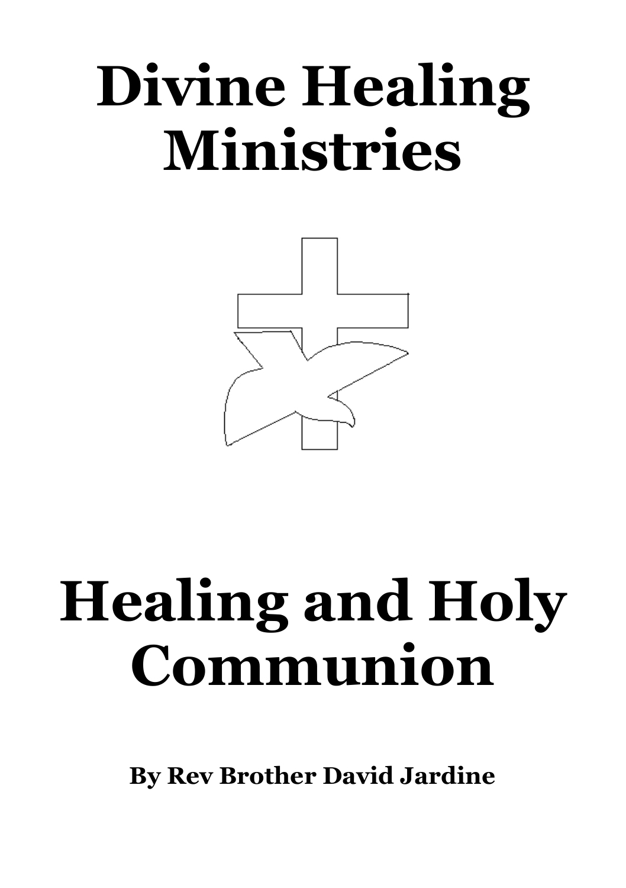# Divine Healing Ministries

# Healing and Holy Communion

**By Rev Brother David Jardine**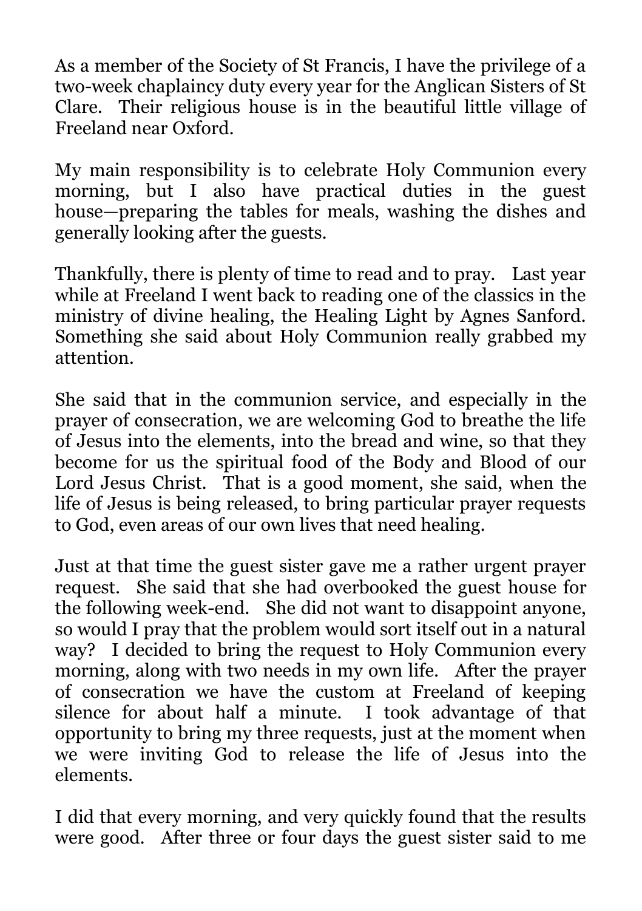As a member of the Society of St Francis, I have the privilege of a two-week chaplaincy duty every year for the Anglican Sisters of St Clare. Their religious house is in the beautiful little village of Freeland near Oxford.

My main responsibility is to celebrate Holy Communion every morning, but I also have practical duties in the guest house—preparing the tables for meals, washing the dishes and generally looking after the guests.

Thankfully, there is plenty of time to read and to pray. Last year while at Freeland I went back to reading one of the classics in the ministry of divine healing, the Healing Light by Agnes Sanford. Something she said about Holy Communion really grabbed my attention.

She said that in the communion service, and especially in the prayer of consecration, we are welcoming God to breathe the life of Jesus into the elements, into the bread and wine, so that they become for us the spiritual food of the Body and Blood of our Lord Jesus Christ. That is a good moment, she said, when the life of Jesus is being released, to bring particular prayer requests to God, even areas of our own lives that need healing.

Just at that time the guest sister gave me a rather urgent prayer request. She said that she had overbooked the guest house for the following week-end. She did not want to disappoint anyone, so would I pray that the problem would sort itself out in a natural way? I decided to bring the request to Holy Communion every morning, along with two needs in my own life. After the prayer of consecration we have the custom at Freeland of keeping silence for about half a minute. I took advantage of that opportunity to bring my three requests, just at the moment when we were inviting God to release the life of Jesus into the elements.

I did that every morning, and very quickly found that the results were good. After three or four days the guest sister said to me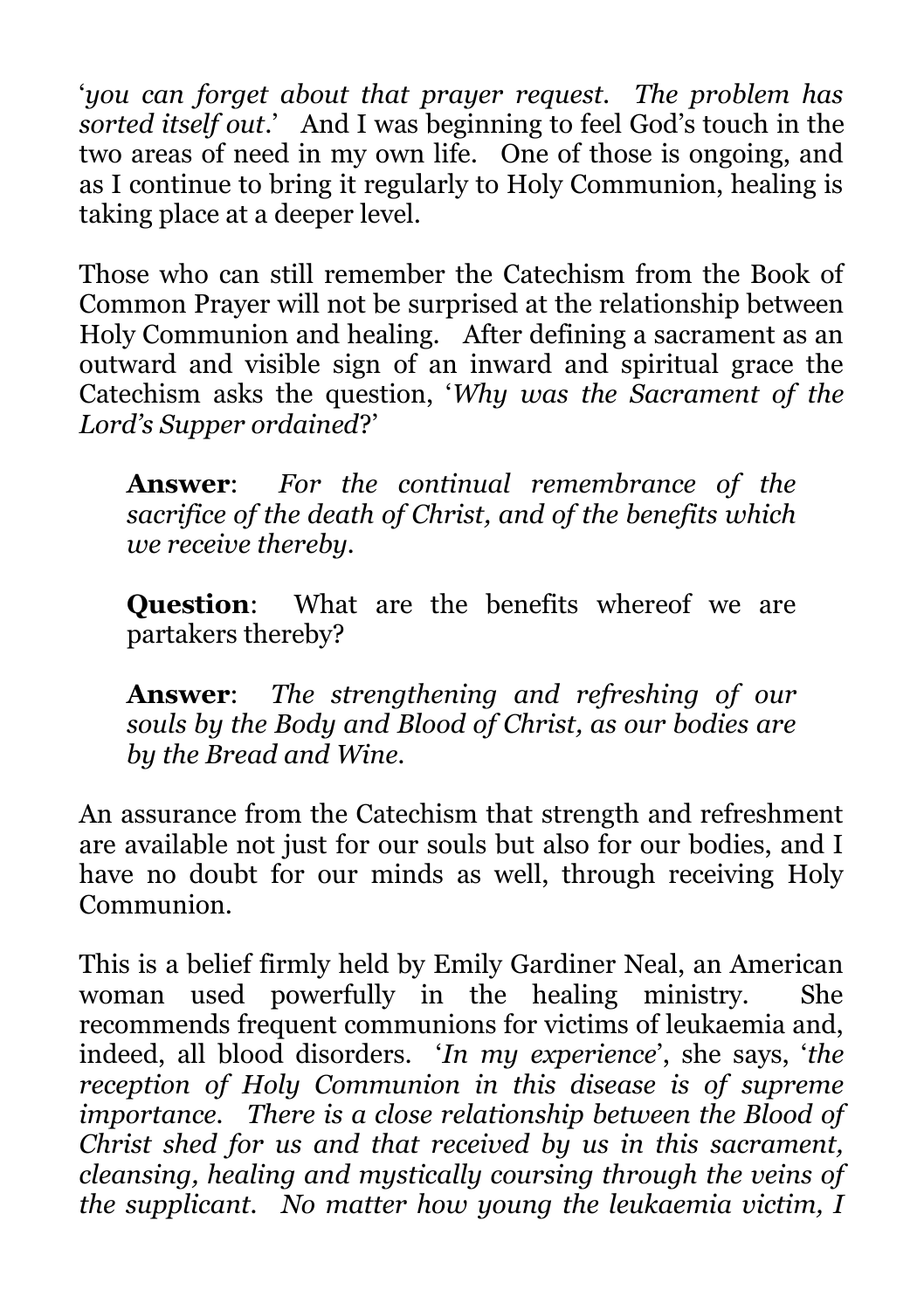'*you can forget about that prayer request. The problem has sorted itself out*.' And I was beginning to feel God's touch in the two areas of need in my own life. One of those is ongoing, and as I continue to bring it regularly to Holy Communion, healing is taking place at a deeper level.

Those who can still remember the Catechism from the Book of Common Prayer will not be surprised at the relationship between Holy Communion and healing. After defining a sacrament as an outward and visible sign of an inward and spiritual grace the Catechism asks the question, '*Why was the Sacrament of the Lord's Supper ordained*?'

> **Answer**: *For the continual remembrance of the sacrifice of the death of Christ, and of the benefits which we receive thereby.*
>
> **Question**: What are the benefits whereof we are partakers thereby?
>
> **Answer**: *The strengthening and refreshing of our souls by the Body and Blood of Christ, as our bodies are by the Bread and Wine.*

An assurance from the Catechism that strength and refreshment are available not just for our souls but also for our bodies, and I have no doubt for our minds as well, through receiving Holy Communion.

This is a belief firmly held by Emily Gardiner Neal, an American woman used powerfully in the healing ministry. She recommends frequent communions for victims of leukaemia and, indeed, all blood disorders. '*In my experience*', she says, '*the reception of Holy Communion in this disease is of supreme importance. There is a close relationship between the Blood of Christ shed for us and that received by us in this sacrament, cleansing, healing and mystically coursing through the veins of the supplicant. No matter how young the leukaemia victim, I*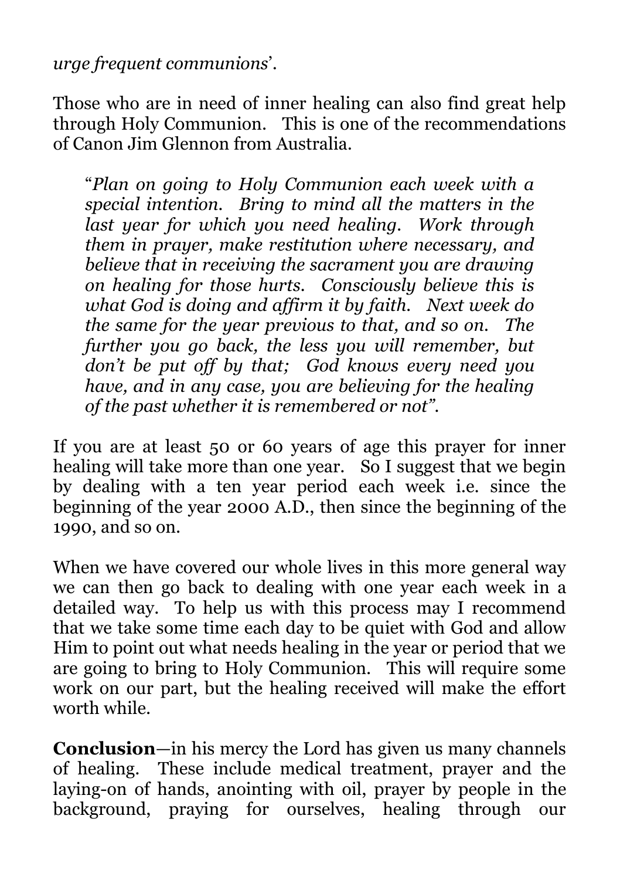*urge frequent communions*'.

Those who are in need of inner healing can also find great help through Holy Communion. This is one of the recommendations of Canon Jim Glennon from Australia.

> "*Plan on going to Holy Communion each week with a special intention. Bring to mind all the matters in the last year for which you need healing. Work through them in prayer, make restitution where necessary, and believe that in receiving the sacrament you are drawing on healing for those hurts. Consciously believe this is what God is doing and affirm it by faith. Next week do the same for the year previous to that, and so on. The further you go back, the less you will remember, but don't be put off by that; God knows every need you have, and in any case, you are believing for the healing of the past whether it is remembered or not*".

If you are at least 50 or 60 years of age this prayer for inner healing will take more than one year. So I suggest that we begin by dealing with a ten year period each week i.e. since the beginning of the year 2000 A.D., then since the beginning of the 1990, and so on.

When we have covered our whole lives in this more general way we can then go back to dealing with one year each week in a detailed way. To help us with this process may I recommend that we take some time each day to be quiet with God and allow Him to point out what needs healing in the year or period that we are going to bring to Holy Communion. This will require some work on our part, but the healing received will make the effort worth while.

**Conclusion**—in his mercy the Lord has given us many channels of healing. These include medical treatment, prayer and the laying-on of hands, anointing with oil, prayer by people in the background, praying for ourselves, healing through our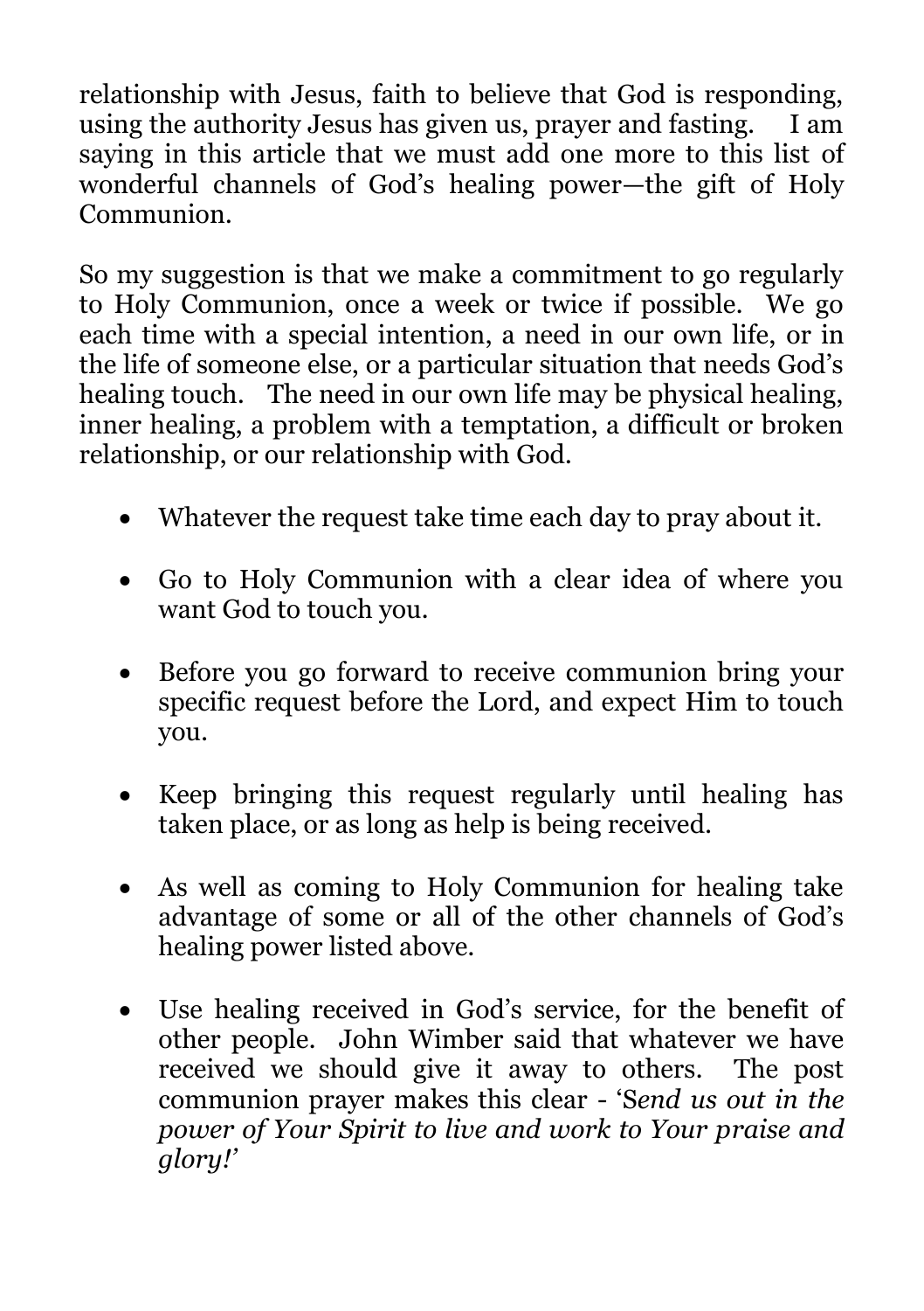relationship with Jesus, faith to believe that God is responding, using the authority Jesus has given us, prayer and fasting. I am saying in this article that we must add one more to this list of wonderful channels of God's healing power—the gift of Holy Communion.

So my suggestion is that we make a commitment to go regularly to Holy Communion, once a week or twice if possible. We go each time with a special intention, a need in our own life, or in the life of someone else, or a particular situation that needs God's healing touch. The need in our own life may be physical healing, inner healing, a problem with a temptation, a difficult or broken relationship, or our relationship with God.

- Whatever the request take time each day to pray about it.
- Go to Holy Communion with a clear idea of where you want God to touch you.
- Before you go forward to receive communion bring your specific request before the Lord, and expect Him to touch you.
- Keep bringing this request regularly until healing has taken place, or as long as help is being received.
- As well as coming to Holy Communion for healing take advantage of some or all of the other channels of God's healing power listed above.
- Use healing received in God's service, for the benefit of other people. John Wimber said that whatever we have received we should give it away to others. The post communion prayer makes this clear - '*Send us out in the power of Your Spirit to live and work to Your praise and glory!*'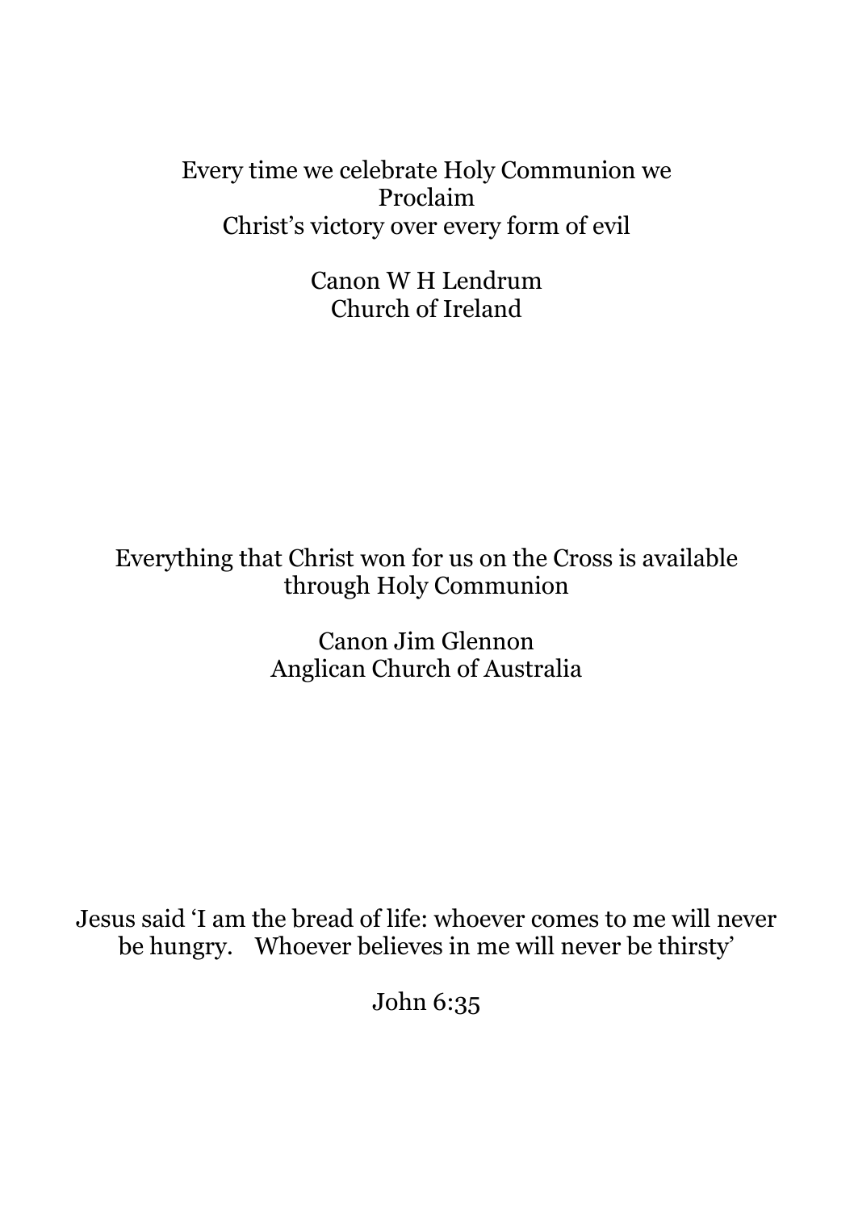Every time we celebrate Holy Communion we
Proclaim
Christ's victory over every form of evil

Canon W H Lendrum
Church of Ireland

Everything that Christ won for us on the Cross is available through Holy Communion

Canon Jim Glennon
Anglican Church of Australia

Jesus said 'I am the bread of life: whoever comes to me will never be hungry. Whoever believes in me will never be thirsty'

John 6:35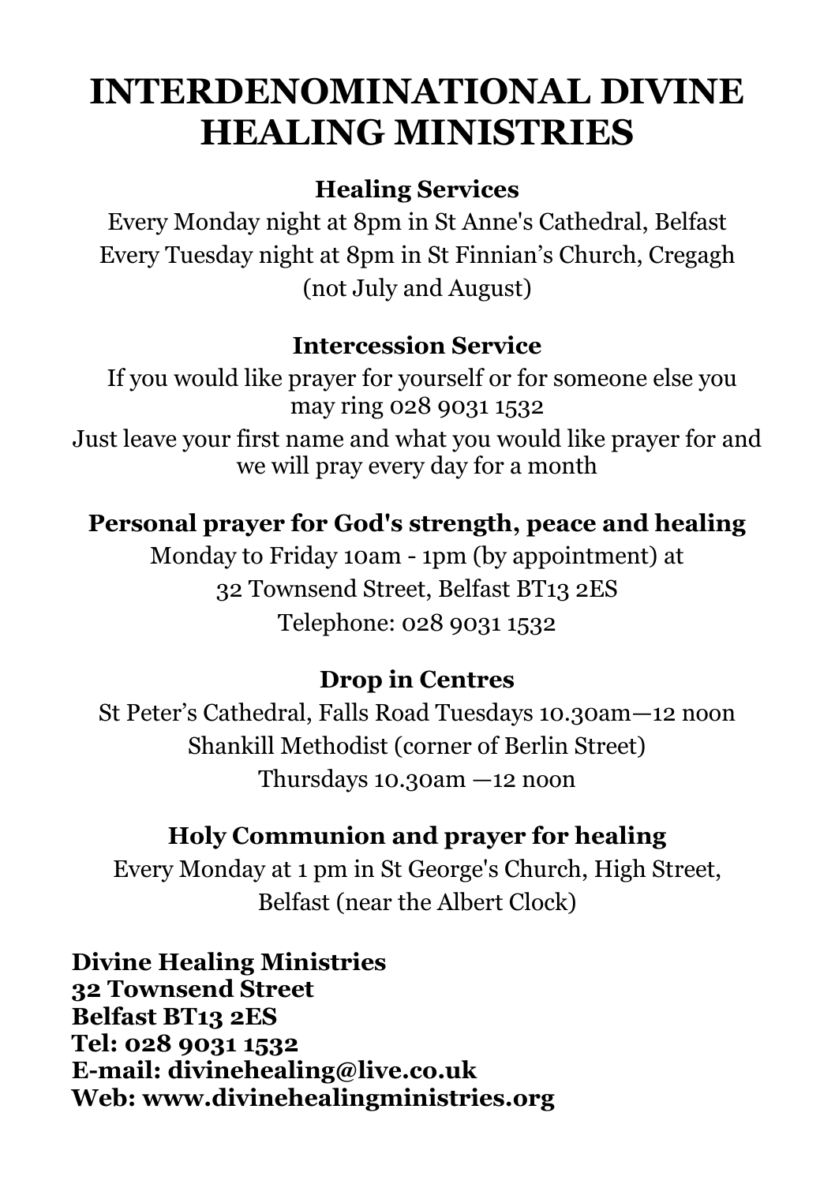# INTERDENOMINATIONAL DIVINE HEALING MINISTRIES

### Healing Services

Every Monday night at 8pm in St Anne's Cathedral, Belfast
Every Tuesday night at 8pm in St Finnian's Church, Cregagh
(not July and August)

### Intercession Service

If you would like prayer for yourself or for someone else you may ring 028 9031 1532

Just leave your first name and what you would like prayer for and we will pray every day for a month

### Personal prayer for God's strength, peace and healing

Monday to Friday 10am - 1pm (by appointment) at
32 Townsend Street, Belfast BT13 2ES
Telephone: 028 9031 1532

### Drop in Centres

St Peter's Cathedral, Falls Road Tuesdays 10.30am—12 noon
Shankill Methodist (corner of Berlin Street)
Thursdays 10.30am —12 noon

### Holy Communion and prayer for healing

Every Monday at 1 pm in St George's Church, High Street, Belfast (near the Albert Clock)

**Divine Healing Ministries**
**32 Townsend Street**
**Belfast BT13 2ES**
**Tel: 028 9031 1532**
**E-mail: divinehealing@live.co.uk**
**Web: www.divinehealingministries.org**